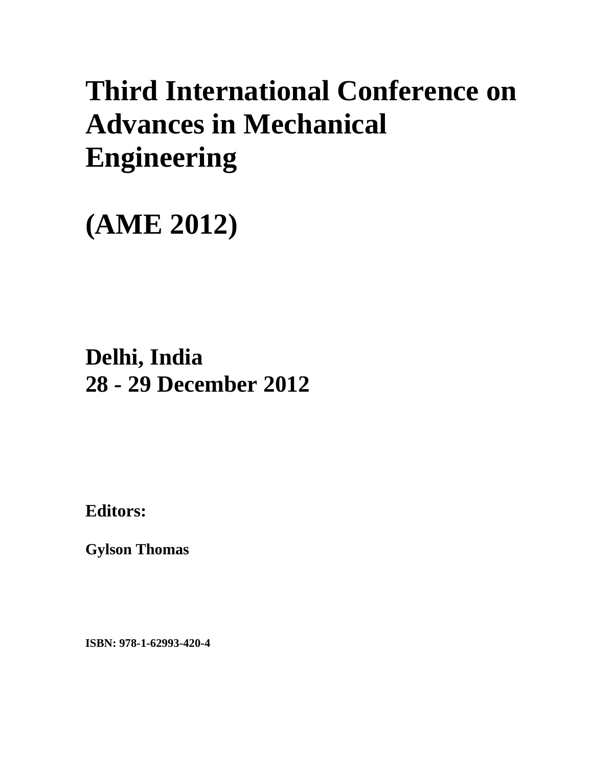# Third International Conference on Advances in Mechanical Engineering

# (AME 2012)

## Delhi, India
## 28 - 29 December 2012

**Editors:**

**Gylson Thomas**

**ISBN: 978-1-62993-420-4**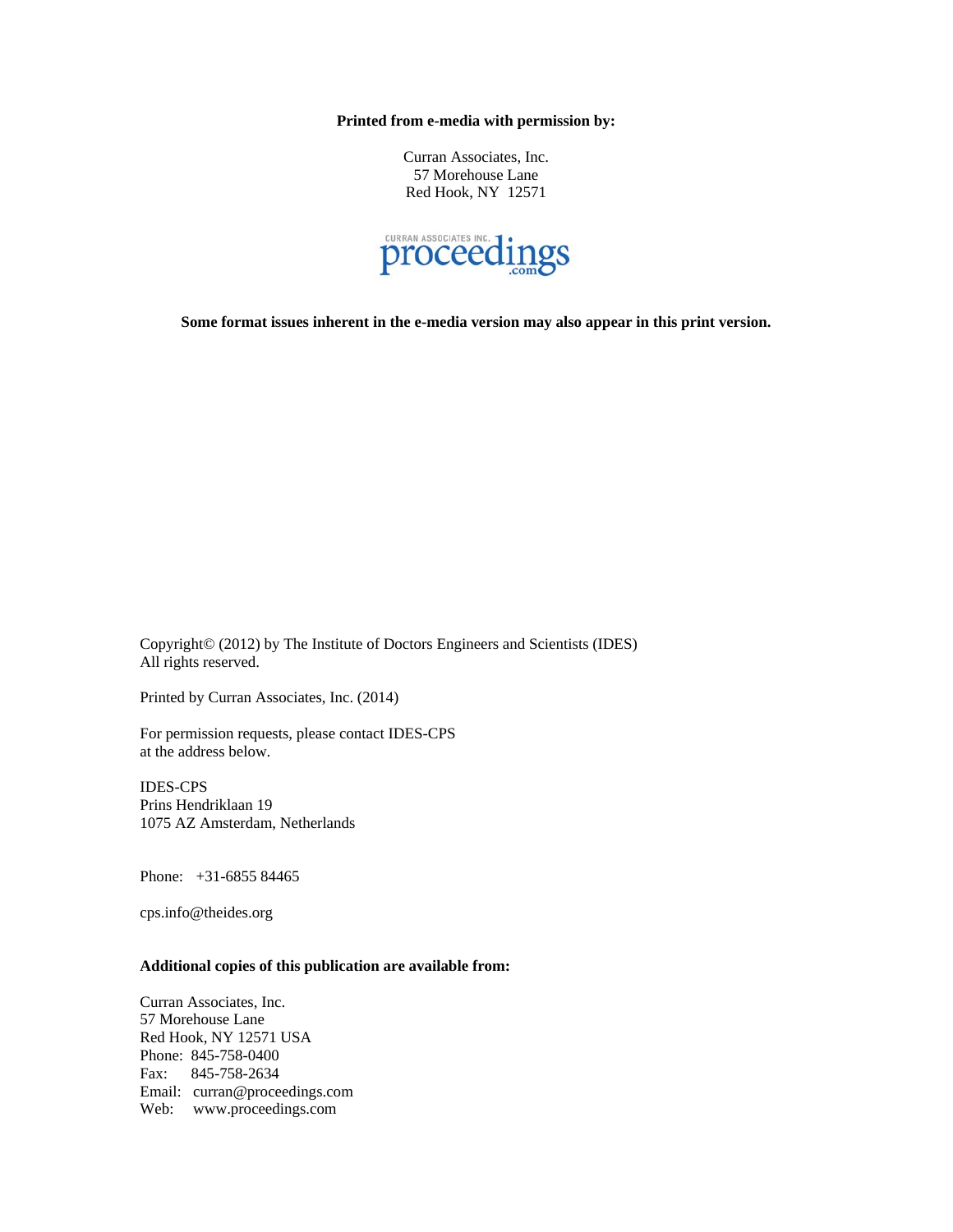**Printed from e-media with permission by:**

Curran Associates, Inc.
57 Morehouse Lane
Red Hook, NY 12571

**Some format issues inherent in the e-media version may also appear in this print version.**

Copyright© (2012) by The Institute of Doctors Engineers and Scientists (IDES)
All rights reserved.

Printed by Curran Associates, Inc. (2014)

For permission requests, please contact IDES-CPS
at the address below.

IDES-CPS
Prins Hendriklaan 19
1075 AZ Amsterdam, Netherlands

Phone: +31-6855 84465

cps.info@theides.org

**Additional copies of this publication are available from:**

Curran Associates, Inc.
57 Morehouse Lane
Red Hook, NY 12571 USA
Phone: 845-758-0400
Fax: 845-758-2634
Email: curran@proceedings.com
Web: www.proceedings.com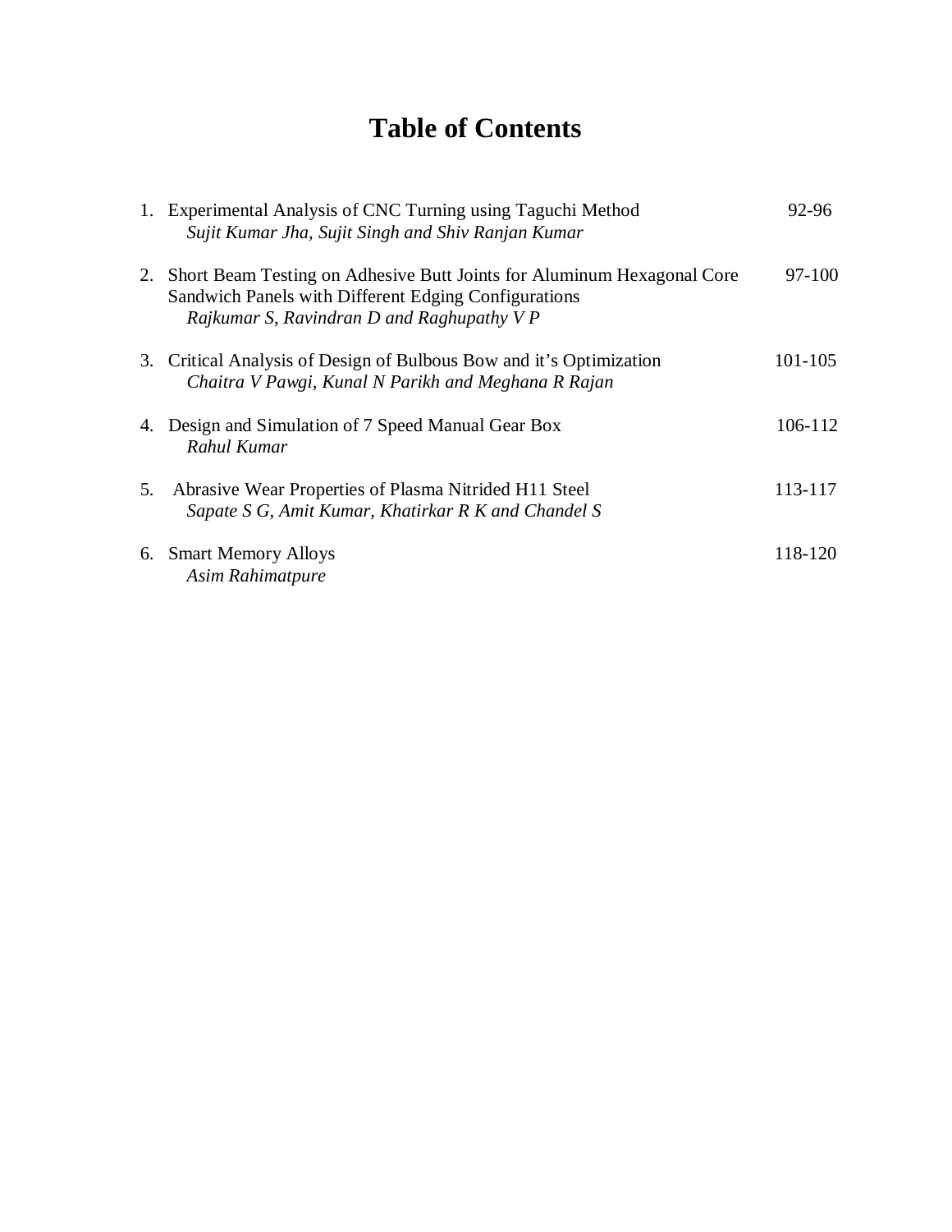# Table of Contents

| | | |
|---|---|---|
| 1. | Experimental Analysis of CNC Turning using Taguchi Method<br>*Sujit Kumar Jha, Sujit Singh and Shiv Ranjan Kumar* | 92-96 |
| 2. | Short Beam Testing on Adhesive Butt Joints for Aluminum Hexagonal Core Sandwich Panels with Different Edging Configurations<br>*Rajkumar S, Ravindran D and Raghupathy V P* | 97-100 |
| 3. | Critical Analysis of Design of Bulbous Bow and it's Optimization<br>*Chaitra V Pawgi, Kunal N Parikh and Meghana R Rajan* | 101-105 |
| 4. | Design and Simulation of 7 Speed Manual Gear Box<br>*Rahul Kumar* | 106-112 |
| 5. | Abrasive Wear Properties of Plasma Nitrided H11 Steel<br>*Sapate S G, Amit Kumar, Khatirkar R K and Chandel S* | 113-117 |
| 6. | Smart Memory Alloys<br>*Asim Rahimatpure* | 118-120 |